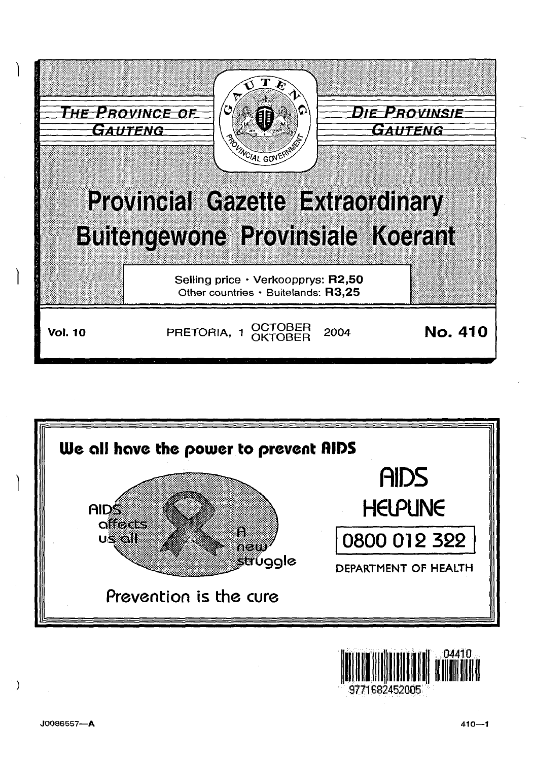THE PROVINCE OF GAUTENG

DIE PROVINSIE GAUTENG

# Provincial Gazette Extraordinary
# Buitengewone Provinsiale Koerant

Selling price · Verkoopprys: **R2,50**
Other countries · Buitelands: **R3,25**

**Vol. 10** PRETORIA, 1 OCTOBER / OKTOBER 2004 **No. 410**

**We all have the power to prevent AIDS**

AIDS affects us all

A new struggle

Prevention is the cure

AIDS HELPLINE

0800 012 322

DEPARTMENT OF HEALTH

04410

9771682452005

J0086557—A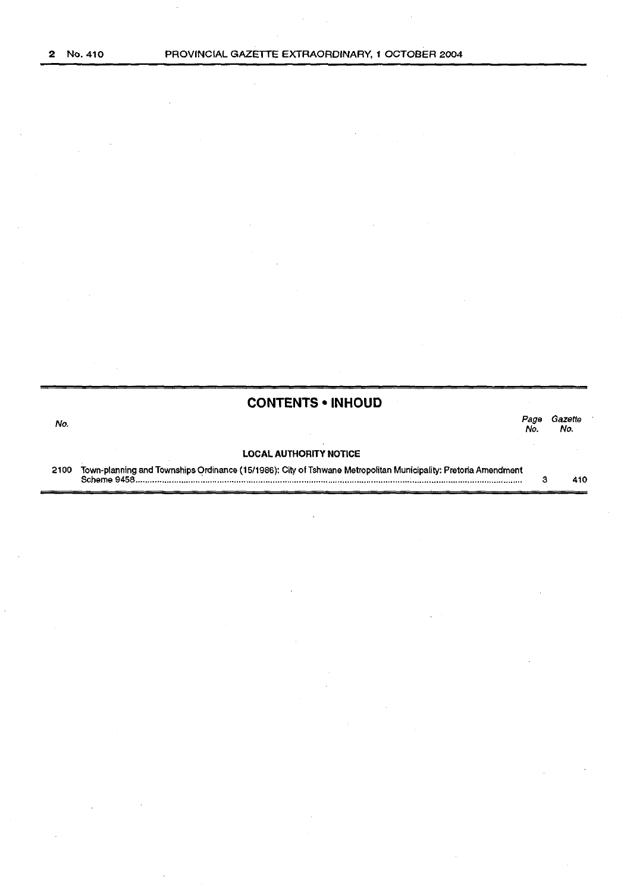## CONTENTS • INHOUD

| No. | | Page No. | Gazette No. |
|---|---|---|---|
| | **LOCAL AUTHORITY NOTICE** | | |
| 2100 | Town-planning and Townships Ordinance (15/1986): City of Tshwane Metropolitan Municipality: Pretoria Amendment Scheme 9458 | 3 | 410 |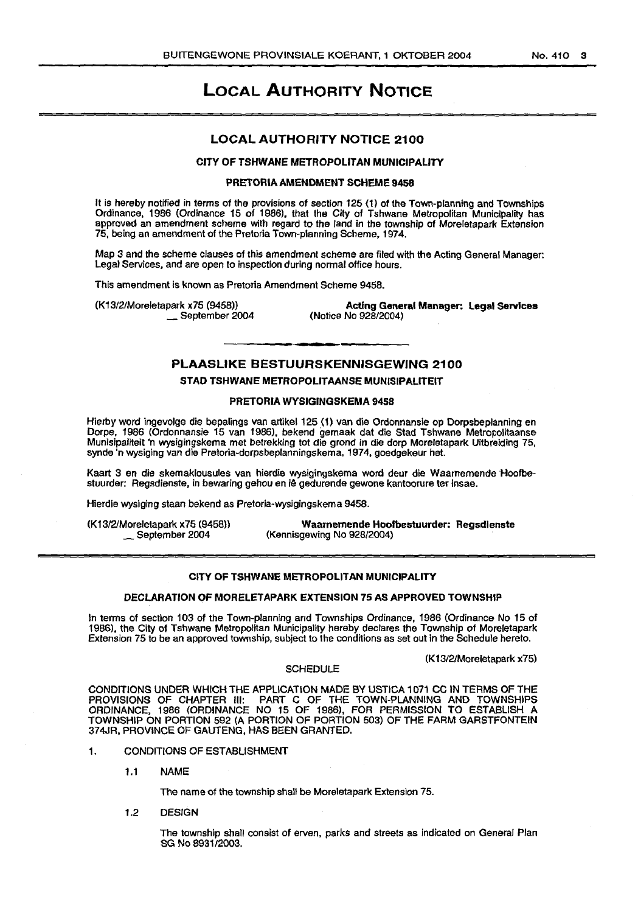# LOCAL AUTHORITY NOTICE

## LOCAL AUTHORITY NOTICE 2100

### CITY OF TSHWANE METROPOLITAN MUNICIPALITY

### PRETORIA AMENDMENT SCHEME 9458

It is hereby notified in terms of the provisions of section 125 (1) of the Town-planning and Townships Ordinance, 1986 (Ordinance 15 of 1986), that the City of Tshwane Metropolitan Municipality has approved an amendment scheme with regard to the land in the township of Moreletapark Extension 75, being an amendment of the Pretoria Town-planning Scheme, 1974.

Map 3 and the scheme clauses of this amendment scheme are filed with the Acting General Manager: Legal Services, and are open to inspection during normal office hours.

This amendment is known as Pretoria Amendment Scheme 9458.

(K13/2/Moreletapark x75 (9458))
__ September 2004

**Acting General Manager: Legal Services**
(Notice No 928/2004)

## PLAASLIKE BESTUURSKENNISGEWING 2100

### STAD TSHWANE METROPOLITAANSE MUNISIPALITEIT

### PRETORIA WYSIGINGSKEMA 9458

Hierby word ingevolge die bepalings van artikel 125 (1) van die Ordonnansie op Dorpsbeplanning en Dorpe, 1986 (Ordonnansie 15 van 1986), bekend gemaak dat die Stad Tshwane Metropolitaanse Munisipaliteit 'n wysigingskema met betrekking tot die grond in die dorp Moreletapark Uitbreiding 75, synde 'n wysiging van die Pretoria-dorpsbeplanningskema, 1974, goedgekeur het.

Kaart 3 en die skemaklousules van hierdie wysigingskema word deur die Waarnemende Hoofbestuurder: Regsdienste, in bewaring gehou en lê gedurende gewone kantoorure ter insae.

Hierdie wysiging staan bekend as Pretoria-wysigingskema 9458.

(K13/2/Moreletapark x75 (9458))
__ September 2004

**Waarnemende Hoofbestuurder: Regsdienste**
(Kennisgewing No 928/2004)

### CITY OF TSHWANE METROPOLITAN MUNICIPALITY

### DECLARATION OF MORELETAPARK EXTENSION 75 AS APPROVED TOWNSHIP

In terms of section 103 of the Town-planning and Townships Ordinance, 1986 (Ordinance No 15 of 1986), the City of Tshwane Metropolitan Municipality hereby declares the Township of Moreletapark Extension 75 to be an approved township, subject to the conditions as set out in the Schedule hereto.

(K13/2/Moreletapark x75)

SCHEDULE

CONDITIONS UNDER WHICH THE APPLICATION MADE BY USTICA 1071 CC IN TERMS OF THE PROVISIONS OF CHAPTER III: PART C OF THE TOWN-PLANNING AND TOWNSHIPS ORDINANCE, 1986 (ORDINANCE NO 15 OF 1986), FOR PERMISSION TO ESTABLISH A TOWNSHIP ON PORTION 592 (A PORTION OF PORTION 503) OF THE FARM GARSTFONTEIN 374JR, PROVINCE OF GAUTENG, HAS BEEN GRANTED.

1. CONDITIONS OF ESTABLISHMENT

   1.1 NAME

   The name of the township shall be Moreletapark Extension 75.

   1.2 DESIGN

   The township shall consist of erven, parks and streets as indicated on General Plan SG No 8931/2003.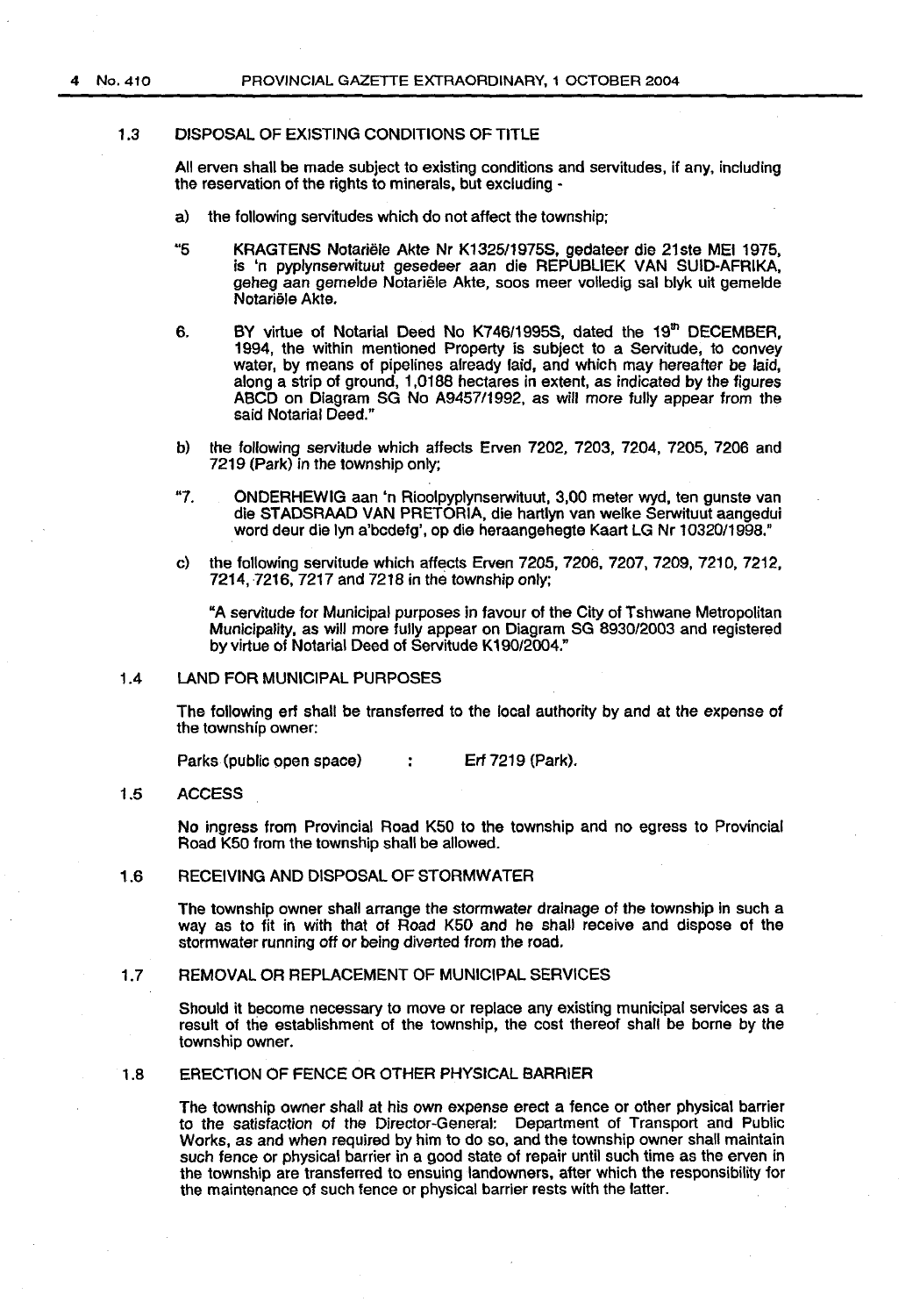### 1.3 DISPOSAL OF EXISTING CONDITIONS OF TITLE

All erven shall be made subject to existing conditions and servitudes, if any, including the reservation of the rights to minerals, but excluding -

a) the following servitudes which do not affect the township;

"5 KRAGTENS Notariële Akte Nr K1325/1975S, gedateer die 21ste MEI 1975, is 'n pyplynserwituut gesedeer aan die REPUBLIEK VAN SUID-AFRIKA, geheg aan gemelde Notariële Akte, soos meer volledig sal blyk uit gemelde Notariële Akte.

6. BY virtue of Notarial Deed No K746/1995S, dated the 19th DECEMBER, 1994, the within mentioned Property is subject to a Servitude, to convey water, by means of pipelines already laid, and which may hereafter be laid, along a strip of ground, 1,0188 hectares in extent, as indicated by the figures ABCD on Diagram SG No A9457/1992, as will more fully appear from the said Notarial Deed."

b) the following servitude which affects Erven 7202, 7203, 7204, 7205, 7206 and 7219 (Park) in the township only;

"7. ONDERHEWIG aan 'n Rioolpyplynserwituut, 3,00 meter wyd, ten gunste van die STADSRAAD VAN PRETORIA, die hartlyn van welke Serwituut aangedui word deur die lyn a'bcdefg', op die heraangehegte Kaart LG Nr 10320/1998."

c) the following servitude which affects Erven 7205, 7206, 7207, 7209, 7210, 7212, 7214, 7216, 7217 and 7218 in the township only;

"A servitude for Municipal purposes in favour of the City of Tshwane Metropolitan Municipality, as will more fully appear on Diagram SG 8930/2003 and registered by virtue of Notarial Deed of Servitude K190/2004."

### 1.4 LAND FOR MUNICIPAL PURPOSES

The following erf shall be transferred to the local authority by and at the expense of the township owner:

Parks (public open space) : Erf 7219 (Park).

### 1.5 ACCESS

No ingress from Provincial Road K50 to the township and no egress to Provincial Road K50 from the township shall be allowed.

### 1.6 RECEIVING AND DISPOSAL OF STORMWATER

The township owner shall arrange the stormwater drainage of the township in such a way as to fit in with that of Road K50 and he shall receive and dispose of the stormwater running off or being diverted from the road.

### 1.7 REMOVAL OR REPLACEMENT OF MUNICIPAL SERVICES

Should it become necessary to move or replace any existing municipal services as a result of the establishment of the township, the cost thereof shall be borne by the township owner.

### 1.8 ERECTION OF FENCE OR OTHER PHYSICAL BARRIER

The township owner shall at his own expense erect a fence or other physical barrier to the satisfaction of the Director-General: Department of Transport and Public Works, as and when required by him to do so, and the township owner shall maintain such fence or physical barrier in a good state of repair until such time as the erven in the township are transferred to ensuing landowners, after which the responsibility for the maintenance of such fence or physical barrier rests with the latter.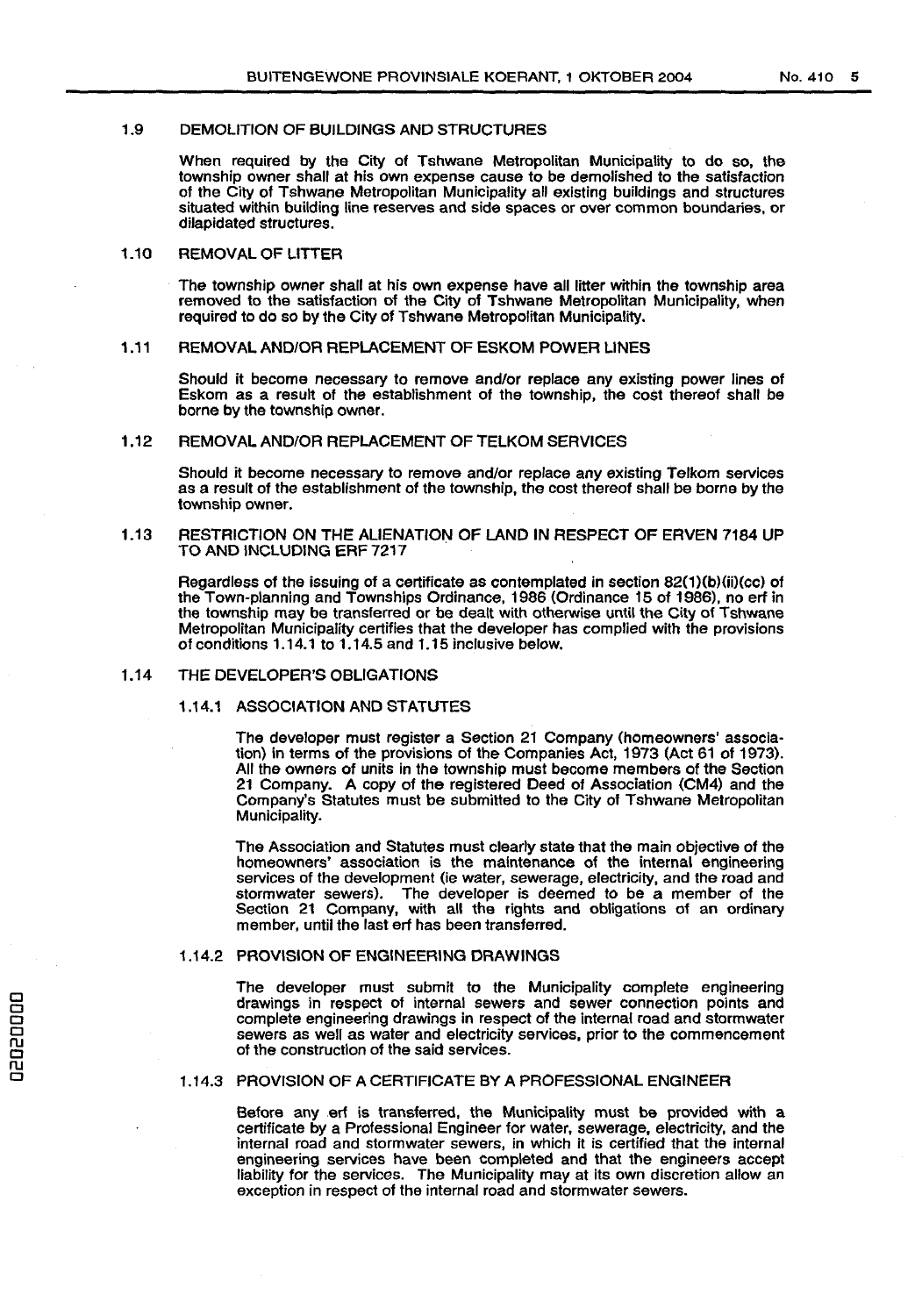### 1.9 DEMOLITION OF BUILDINGS AND STRUCTURES

When required by the City of Tshwane Metropolitan Municipality to do so, the township owner shall at his own expense cause to be demolished to the satisfaction of the City of Tshwane Metropolitan Municipality all existing buildings and structures situated within building line reserves and side spaces or over common boundaries, or dilapidated structures.

### 1.10 REMOVAL OF LITTER

The township owner shall at his own expense have all litter within the township area removed to the satisfaction of the City of Tshwane Metropolitan Municipality, when required to do so by the City of Tshwane Metropolitan Municipality.

### 1.11 REMOVAL AND/OR REPLACEMENT OF ESKOM POWER LINES

Should it become necessary to remove and/or replace any existing power lines of Eskom as a result of the establishment of the township, the cost thereof shall be borne by the township owner.

### 1.12 REMOVAL AND/OR REPLACEMENT OF TELKOM SERVICES

Should it become necessary to remove and/or replace any existing Telkom services as a result of the establishment of the township, the cost thereof shall be borne by the township owner.

### 1.13 RESTRICTION ON THE ALIENATION OF LAND IN RESPECT OF ERVEN 7184 UP TO AND INCLUDING ERF 7217

Regardless of the issuing of a certificate as contemplated in section 82(1)(b)(ii)(cc) of the Town-planning and Townships Ordinance, 1986 (Ordinance 15 of 1986), no erf in the township may be transferred or be dealt with otherwise until the City of Tshwane Metropolitan Municipality certifies that the developer has complied with the provisions of conditions 1.14.1 to 1.14.5 and 1.15 inclusive below.

### 1.14 THE DEVELOPER'S OBLIGATIONS

#### 1.14.1 ASSOCIATION AND STATUTES

The developer must register a Section 21 Company (homeowners' association) in terms of the provisions of the Companies Act, 1973 (Act 61 of 1973). All the owners of units in the township must become members of the Section 21 Company. A copy of the registered Deed of Association (CM4) and the Company's Statutes must be submitted to the City of Tshwane Metropolitan Municipality.

The Association and Statutes must clearly state that the main objective of the homeowners' association is the maintenance of the internal engineering services of the development (ie water, sewerage, electricity, and the road and stormwater sewers). The developer is deemed to be a member of the Section 21 Company, with all the rights and obligations of an ordinary member, until the last erf has been transferred.

#### 1.14.2 PROVISION OF ENGINEERING DRAWINGS

The developer must submit to the Municipality complete engineering drawings in respect of internal sewers and sewer connection points and complete engineering drawings in respect of the internal road and stormwater sewers as well as water and electricity services, prior to the commencement of the construction of the said services.

#### 1.14.3 PROVISION OF A CERTIFICATE BY A PROFESSIONAL ENGINEER

Before any erf is transferred, the Municipality must be provided with a certificate by a Professional Engineer for water, sewerage, electricity, and the internal road and stormwater sewers, in which it is certified that the internal engineering services have been completed and that the engineers accept liability for the services. The Municipality may at its own discretion allow an exception in respect of the internal road and stormwater sewers.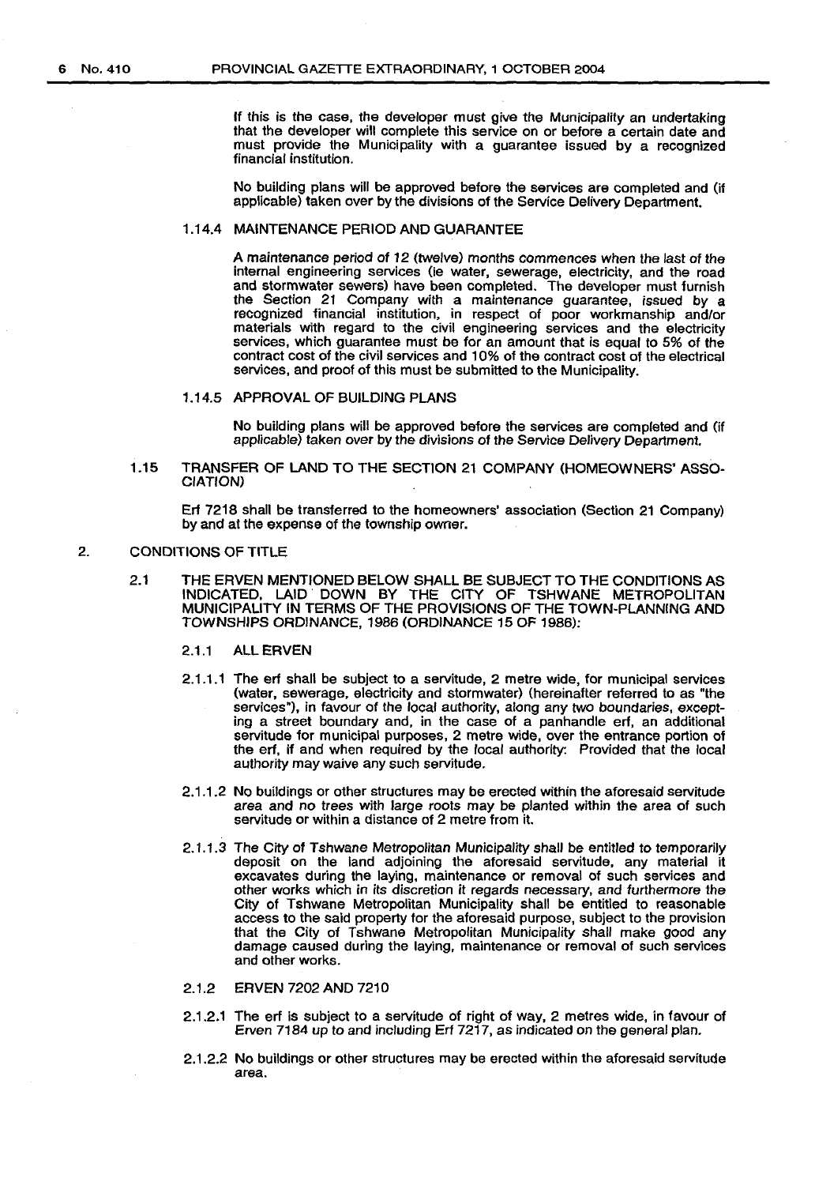If this is the case, the developer must give the Municipality an undertaking that the developer will complete this service on or before a certain date and must provide the Municipality with a guarantee issued by a recognized financial institution.

No building plans will be approved before the services are completed and (if applicable) taken over by the divisions of the Service Delivery Department.

1.14.4 MAINTENANCE PERIOD AND GUARANTEE

A maintenance period of 12 (twelve) months commences when the last of the internal engineering services (ie water, sewerage, electricity, and the road and stormwater sewers) have been completed. The developer must furnish the Section 21 Company with a maintenance guarantee, issued by a recognized financial institution, in respect of poor workmanship and/or materials with regard to the civil engineering services and the electricity services, which guarantee must be for an amount that is equal to 5% of the contract cost of the civil services and 10% of the contract cost of the electrical services, and proof of this must be submitted to the Municipality.

1.14.5 APPROVAL OF BUILDING PLANS

No building plans will be approved before the services are completed and (if applicable) taken over by the divisions of the Service Delivery Department.

1.15 TRANSFER OF LAND TO THE SECTION 21 COMPANY (HOMEOWNERS' ASSOCIATION)

Erf 7218 shall be transferred to the homeowners' association (Section 21 Company) by and at the expense of the township owner.

2. CONDITIONS OF TITLE

2.1 THE ERVEN MENTIONED BELOW SHALL BE SUBJECT TO THE CONDITIONS AS INDICATED, LAID DOWN BY THE CITY OF TSHWANE METROPOLITAN MUNICIPALITY IN TERMS OF THE PROVISIONS OF THE TOWN-PLANNING AND TOWNSHIPS ORDINANCE, 1986 (ORDINANCE 15 OF 1986):

2.1.1 ALL ERVEN

2.1.1.1 The erf shall be subject to a servitude, 2 metre wide, for municipal services (water, sewerage, electricity and stormwater) (hereinafter referred to as "the services"), in favour of the local authority, along any two boundaries, excepting a street boundary and, in the case of a panhandle erf, an additional servitude for municipal purposes, 2 metre wide, over the entrance portion of the erf, if and when required by the local authority: Provided that the local authority may waive any such servitude.

2.1.1.2 No buildings or other structures may be erected within the aforesaid servitude area and no trees with large roots may be planted within the area of such servitude or within a distance of 2 metre from it.

2.1.1.3 The City of Tshwane Metropolitan Municipality shall be entitled to temporarily deposit on the land adjoining the aforesaid servitude, any material it excavates during the laying, maintenance or removal of such services and other works which in its discretion it regards necessary, and furthermore the City of Tshwane Metropolitan Municipality shall be entitled to reasonable access to the said property for the aforesaid purpose, subject to the provision that the City of Tshwane Metropolitan Municipality shall make good any damage caused during the laying, maintenance or removal of such services and other works.

2.1.2 ERVEN 7202 AND 7210

2.1.2.1 The erf is subject to a servitude of right of way, 2 metres wide, in favour of Erven 7184 up to and including Erf 7217, as indicated on the general plan.

2.1.2.2 No buildings or other structures may be erected within the aforesaid servitude area.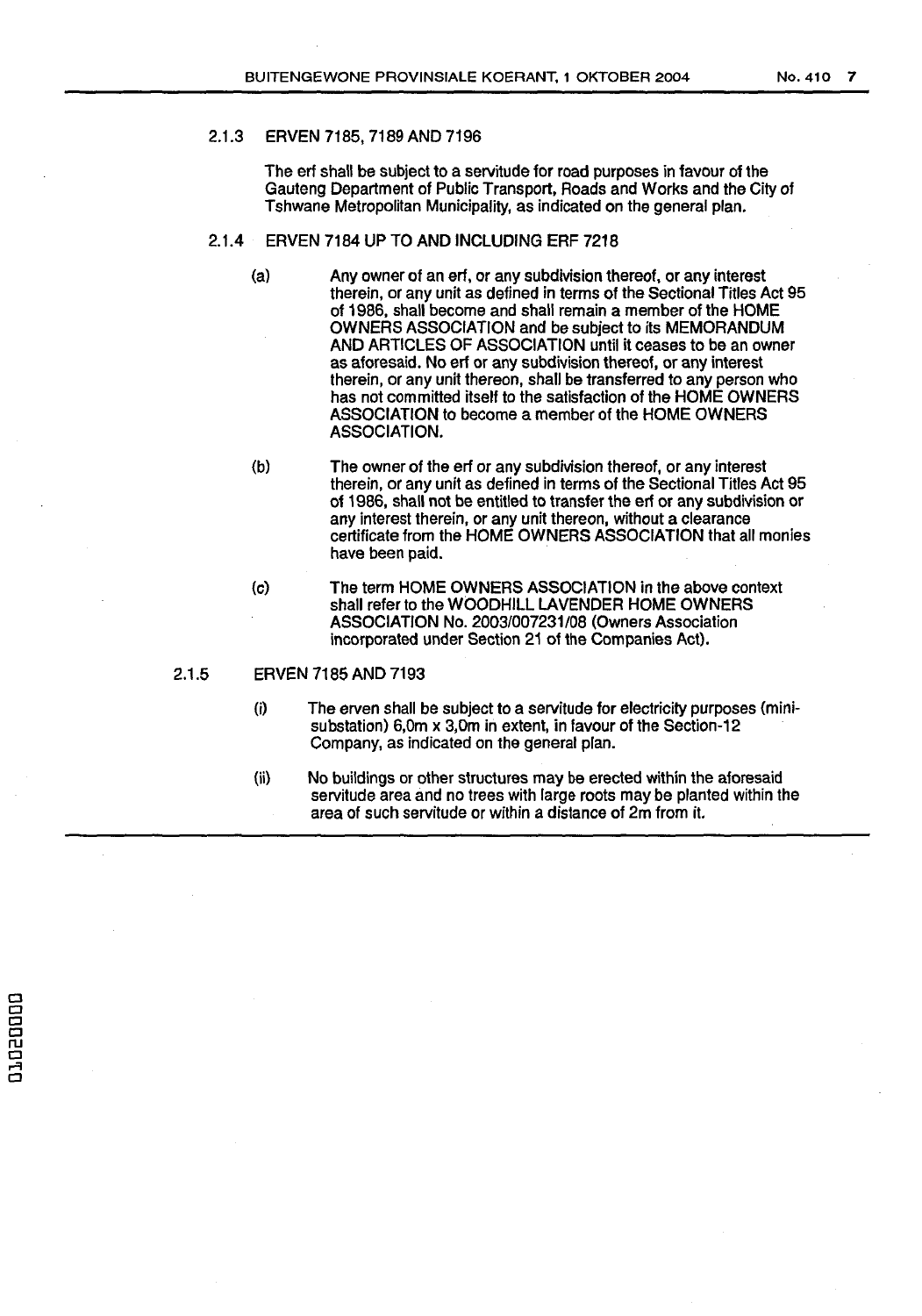### 2.1.3 ERVEN 7185, 7189 AND 7196

The erf shall be subject to a servitude for road purposes in favour of the Gauteng Department of Public Transport, Roads and Works and the City of Tshwane Metropolitan Municipality, as indicated on the general plan.

### 2.1.4 ERVEN 7184 UP TO AND INCLUDING ERF 7218

(a) Any owner of an erf, or any subdivision thereof, or any interest therein, or any unit as defined in terms of the Sectional Titles Act 95 of 1986, shall become and shall remain a member of the HOME OWNERS ASSOCIATION and be subject to its MEMORANDUM AND ARTICLES OF ASSOCIATION until it ceases to be an owner as aforesaid. No erf or any subdivision thereof, or any interest therein, or any unit thereon, shall be transferred to any person who has not committed itself to the satisfaction of the HOME OWNERS ASSOCIATION to become a member of the HOME OWNERS ASSOCIATION.

(b) The owner of the erf or any subdivision thereof, or any interest therein, or any unit as defined in terms of the Sectional Titles Act 95 of 1986, shall not be entitled to transfer the erf or any subdivision or any interest therein, or any unit thereon, without a clearance certificate from the HOME OWNERS ASSOCIATION that all monies have been paid.

(c) The term HOME OWNERS ASSOCIATION in the above context shall refer to the WOODHILL LAVENDER HOME OWNERS ASSOCIATION No. 2003/007231/08 (Owners Association incorporated under Section 21 of the Companies Act).

### 2.1.5 ERVEN 7185 AND 7193

(i) The erven shall be subject to a servitude for electricity purposes (mini-substation) 6,0m x 3,0m in extent, in favour of the Section-12 Company, as indicated on the general plan.

(ii) No buildings or other structures may be erected within the aforesaid servitude area and no trees with large roots may be planted within the area of such servitude or within a distance of 2m from it.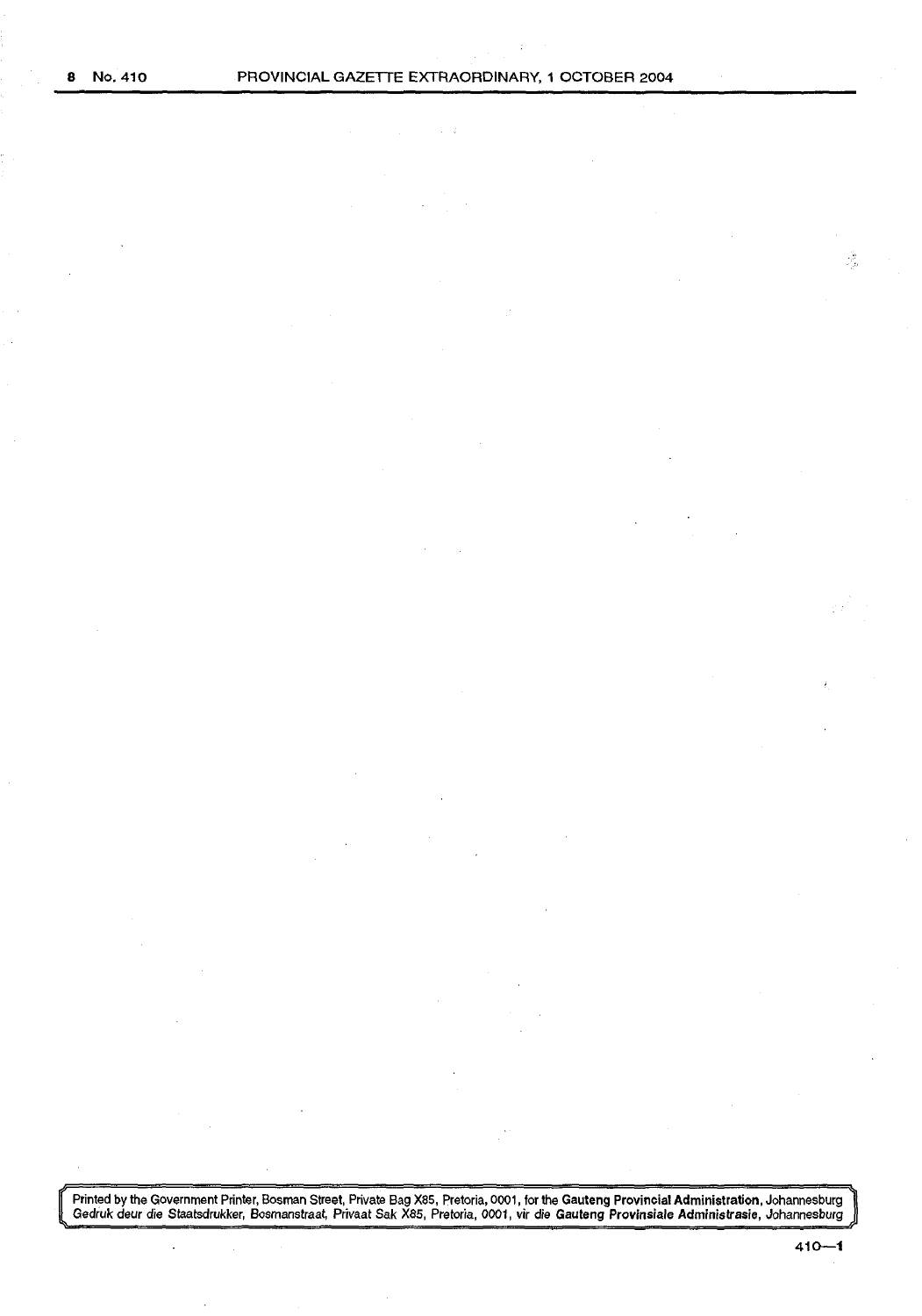Printed by the Government Printer, Bosman Street, Private Bag X85, Pretoria, 0001, for the **Gauteng Provincial Administration**, Johannesburg
*Gedruk deur die Staatsdrukker, Bosmanstraat, Privaat Sak X85, Pretoria, 0001, vir die* ***Gauteng Provinsiale Administrasie****, Johannesburg*

**410—1**